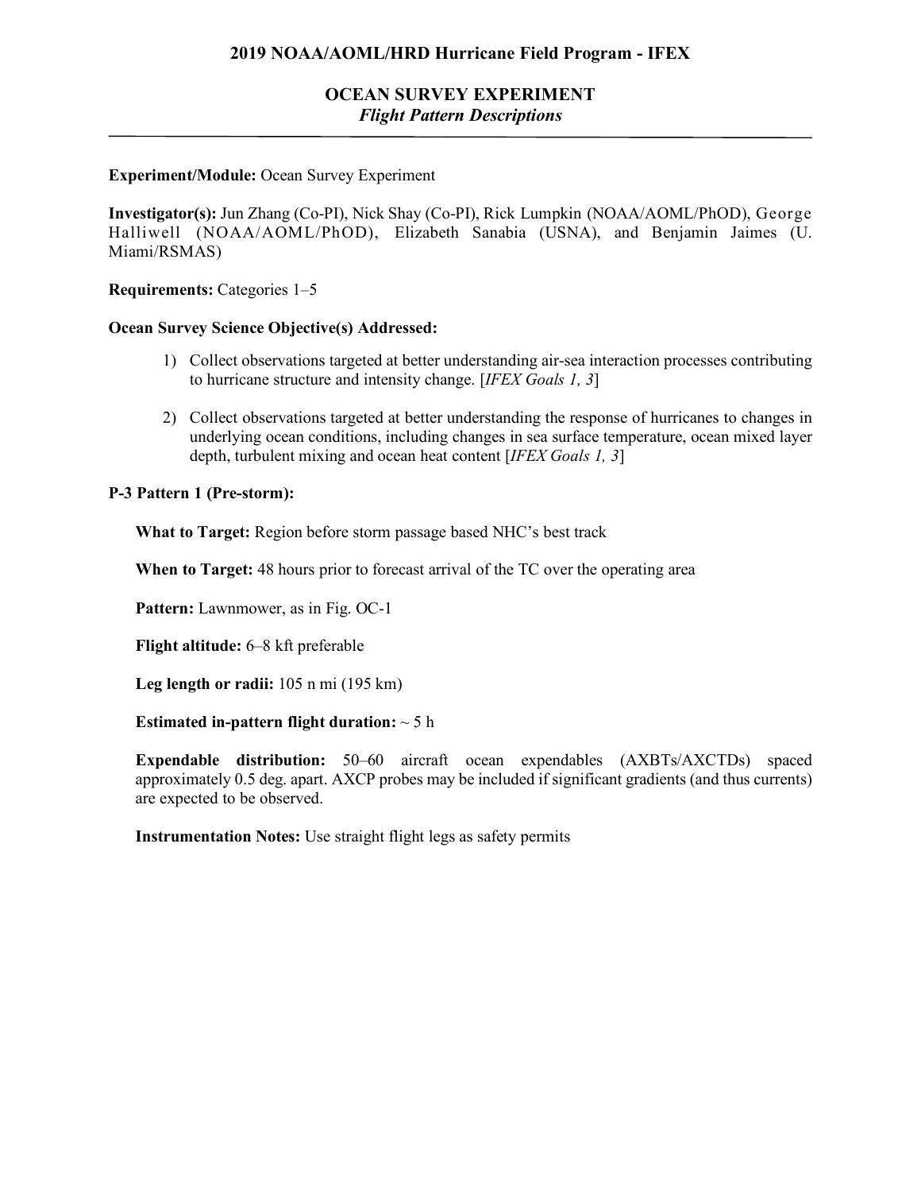# 2019 NOAA/AOML/HRD Hurricane Field Program - IFEX

## OCEAN SURVEY EXPERIMENT
### *Flight Pattern Descriptions*

---

**Experiment/Module:** Ocean Survey Experiment

**Investigator(s):** Jun Zhang (Co-PI), Nick Shay (Co-PI), Rick Lumpkin (NOAA/AOML/PhOD), George Halliwell (NOAA/AOML/PhOD), Elizabeth Sanabia (USNA), and Benjamin Jaimes (U. Miami/RSMAS)

**Requirements:** Categories 1–5

**Ocean Survey Science Objective(s) Addressed:**

1) Collect observations targeted at better understanding air-sea interaction processes contributing to hurricane structure and intensity change. [*IFEX Goals 1, 3*]

2) Collect observations targeted at better understanding the response of hurricanes to changes in underlying ocean conditions, including changes in sea surface temperature, ocean mixed layer depth, turbulent mixing and ocean heat content [*IFEX Goals 1, 3*]

**P-3 Pattern 1 (Pre-storm):**

**What to Target:** Region before storm passage based NHC's best track

**When to Target:** 48 hours prior to forecast arrival of the TC over the operating area

**Pattern:** Lawnmower, as in Fig. OC-1

**Flight altitude:** 6–8 kft preferable

**Leg length or radii:** 105 n mi (195 km)

**Estimated in-pattern flight duration:** ~ 5 h

**Expendable distribution:** 50–60 aircraft ocean expendables (AXBTs/AXCTDs) spaced approximately 0.5 deg. apart. AXCP probes may be included if significant gradients (and thus currents) are expected to be observed.

**Instrumentation Notes:** Use straight flight legs as safety permits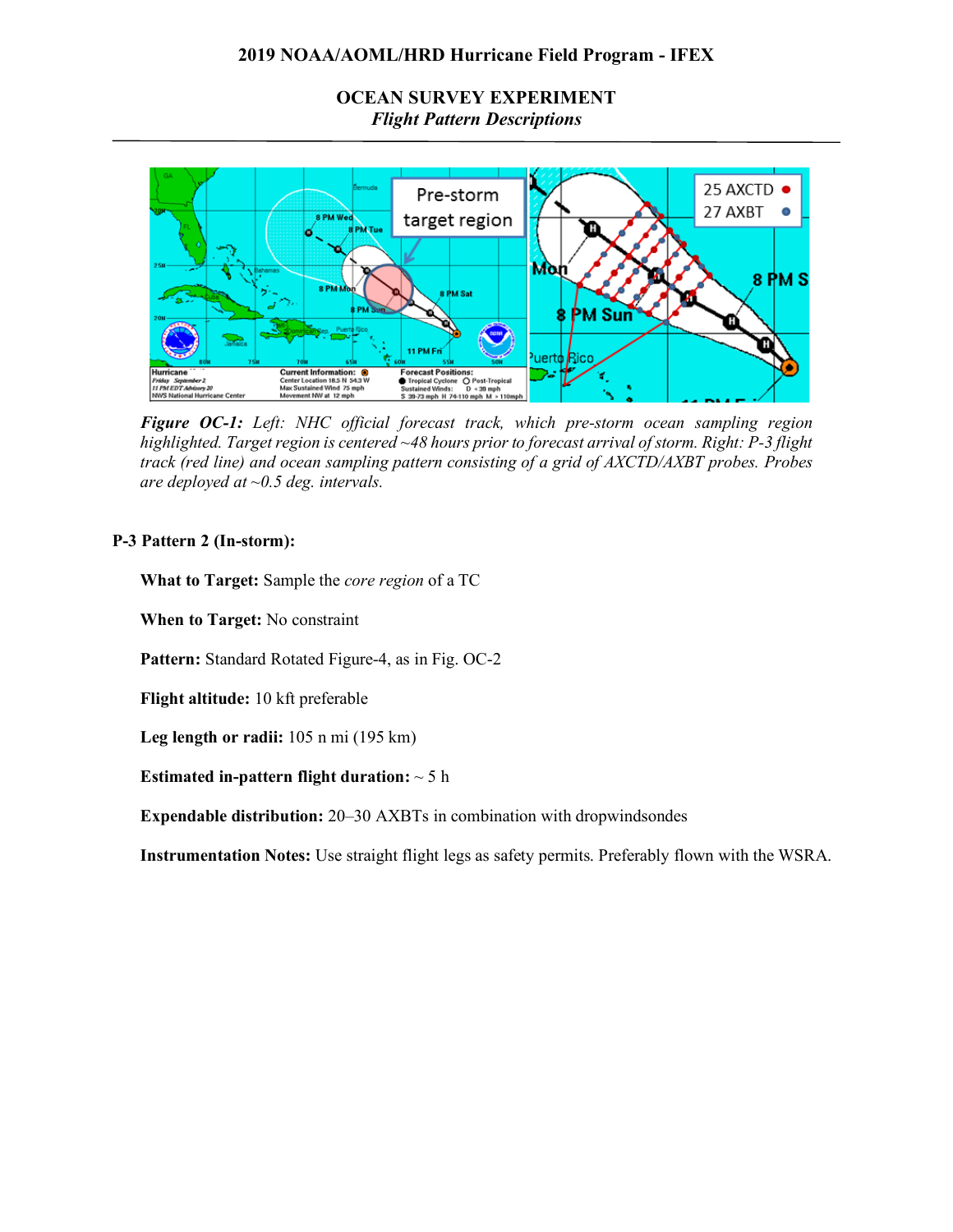## 2019 NOAA/AOML/HRD Hurricane Field Program - IFEX

## OCEAN SURVEY EXPERIMENT

### *Flight Pattern Descriptions*

*Figure OC-1: Left: NHC official forecast track, which pre-storm ocean sampling region highlighted. Target region is centered ~48 hours prior to forecast arrival of storm. Right: P-3 flight track (red line) and ocean sampling pattern consisting of a grid of AXCTD/AXBT probes. Probes are deployed at ~0.5 deg. intervals.*

### P-3 Pattern 2 (In-storm):

**What to Target:** Sample the *core region* of a TC

**When to Target:** No constraint

**Pattern:** Standard Rotated Figure-4, as in Fig. OC-2

**Flight altitude:** 10 kft preferable

**Leg length or radii:** 105 n mi (195 km)

**Estimated in-pattern flight duration:** ~ 5 h

**Expendable distribution:** 20–30 AXBTs in combination with dropwindsondes

**Instrumentation Notes:** Use straight flight legs as safety permits. Preferably flown with the WSRA.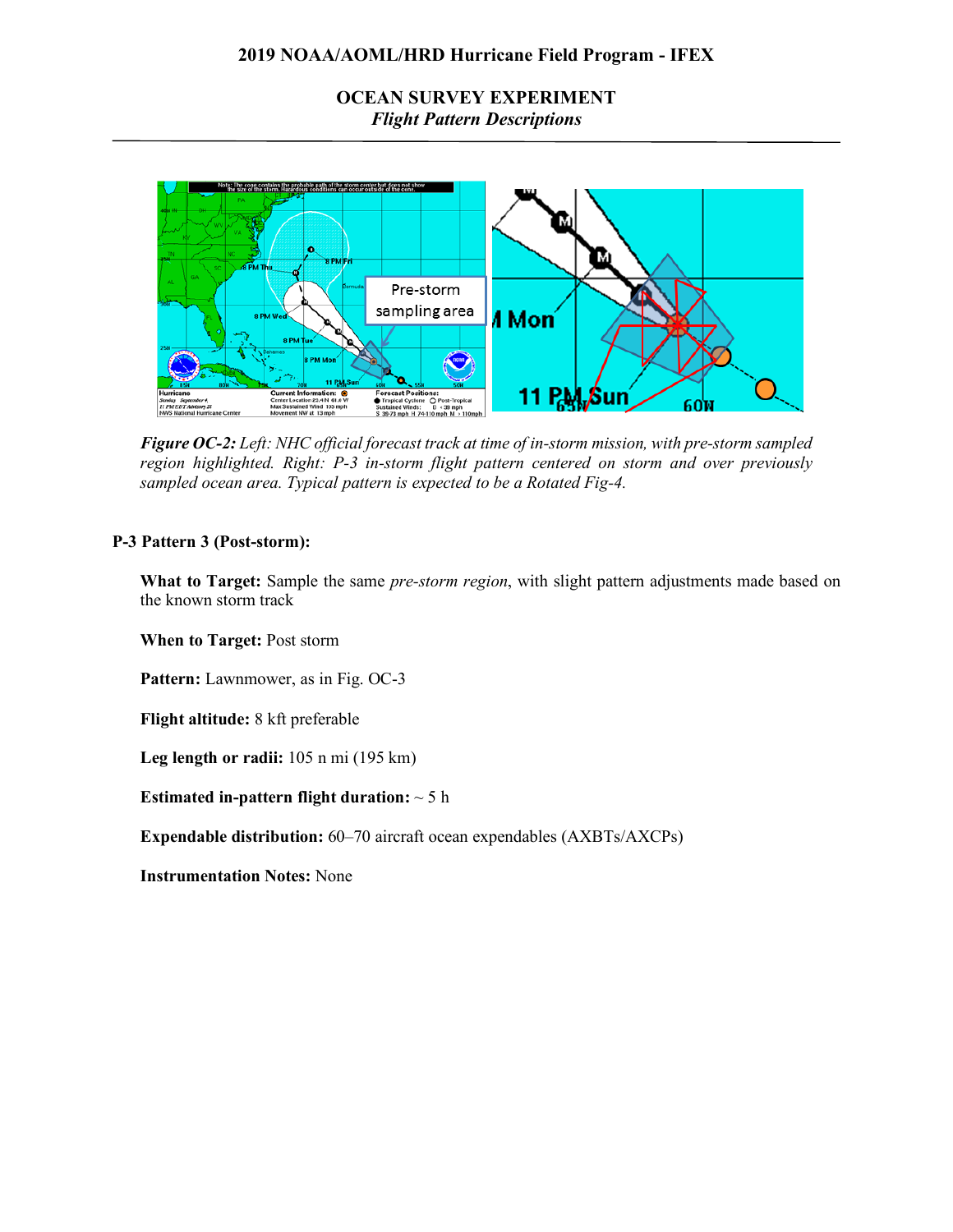## OCEAN SURVEY EXPERIMENT
*Flight Pattern Descriptions*

***Figure OC-2:*** *Left: NHC official forecast track at time of in-storm mission, with pre-storm sampled region highlighted. Right: P-3 in-storm flight pattern centered on storm and over previously sampled ocean area. Typical pattern is expected to be a Rotated Fig-4.*

### P-3 Pattern 3 (Post-storm):

**What to Target:** Sample the same *pre-storm region*, with slight pattern adjustments made based on the known storm track

**When to Target:** Post storm

**Pattern:** Lawnmower, as in Fig. OC-3

**Flight altitude:** 8 kft preferable

**Leg length or radii:** 105 n mi (195 km)

**Estimated in-pattern flight duration:** ~ 5 h

**Expendable distribution:** 60–70 aircraft ocean expendables (AXBTs/AXCPs)

**Instrumentation Notes:** None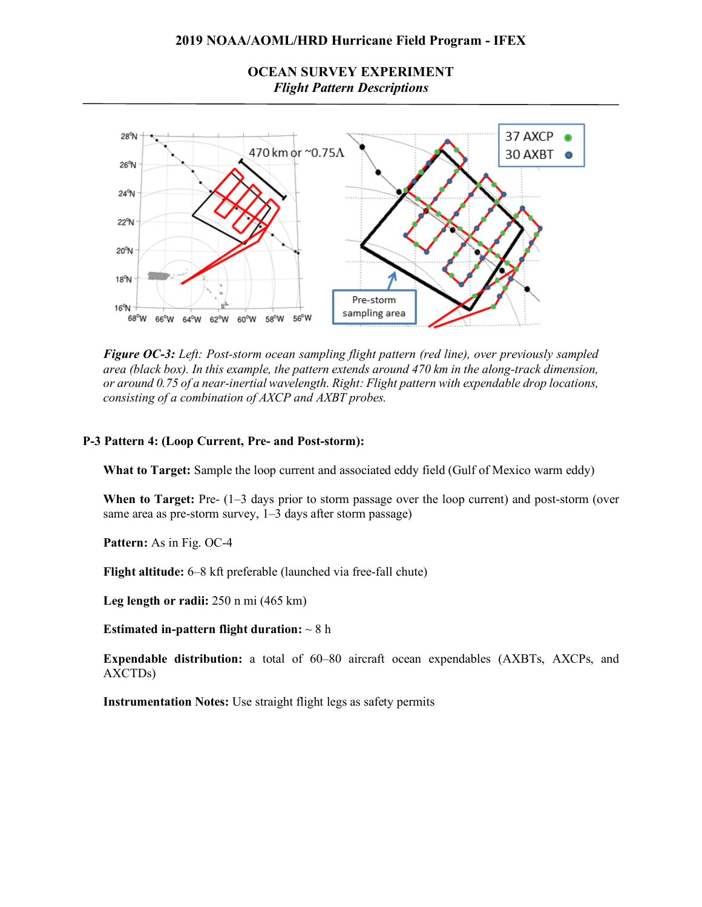## OCEAN SURVEY EXPERIMENT
*Flight Pattern Descriptions*

*Figure OC-3: Left: Post-storm ocean sampling flight pattern (red line), over previously sampled area (black box). In this example, the pattern extends around 470 km in the along-track dimension, or around 0.75 of a near-inertial wavelength. Right: Flight pattern with expendable drop locations, consisting of a combination of AXCP and AXBT probes.*

### P-3 Pattern 4: (Loop Current, Pre- and Post-storm):

**What to Target:** Sample the loop current and associated eddy field (Gulf of Mexico warm eddy)

**When to Target:** Pre- (1–3 days prior to storm passage over the loop current) and post-storm (over same area as pre-storm survey, 1–3 days after storm passage)

**Pattern:** As in Fig. OC-4

**Flight altitude:** 6–8 kft preferable (launched via free-fall chute)

**Leg length or radii:** 250 n mi (465 km)

**Estimated in-pattern flight duration:** ~ 8 h

**Expendable distribution:** a total of 60–80 aircraft ocean expendables (AXBTs, AXCPs, and AXCTDs)

**Instrumentation Notes:** Use straight flight legs as safety permits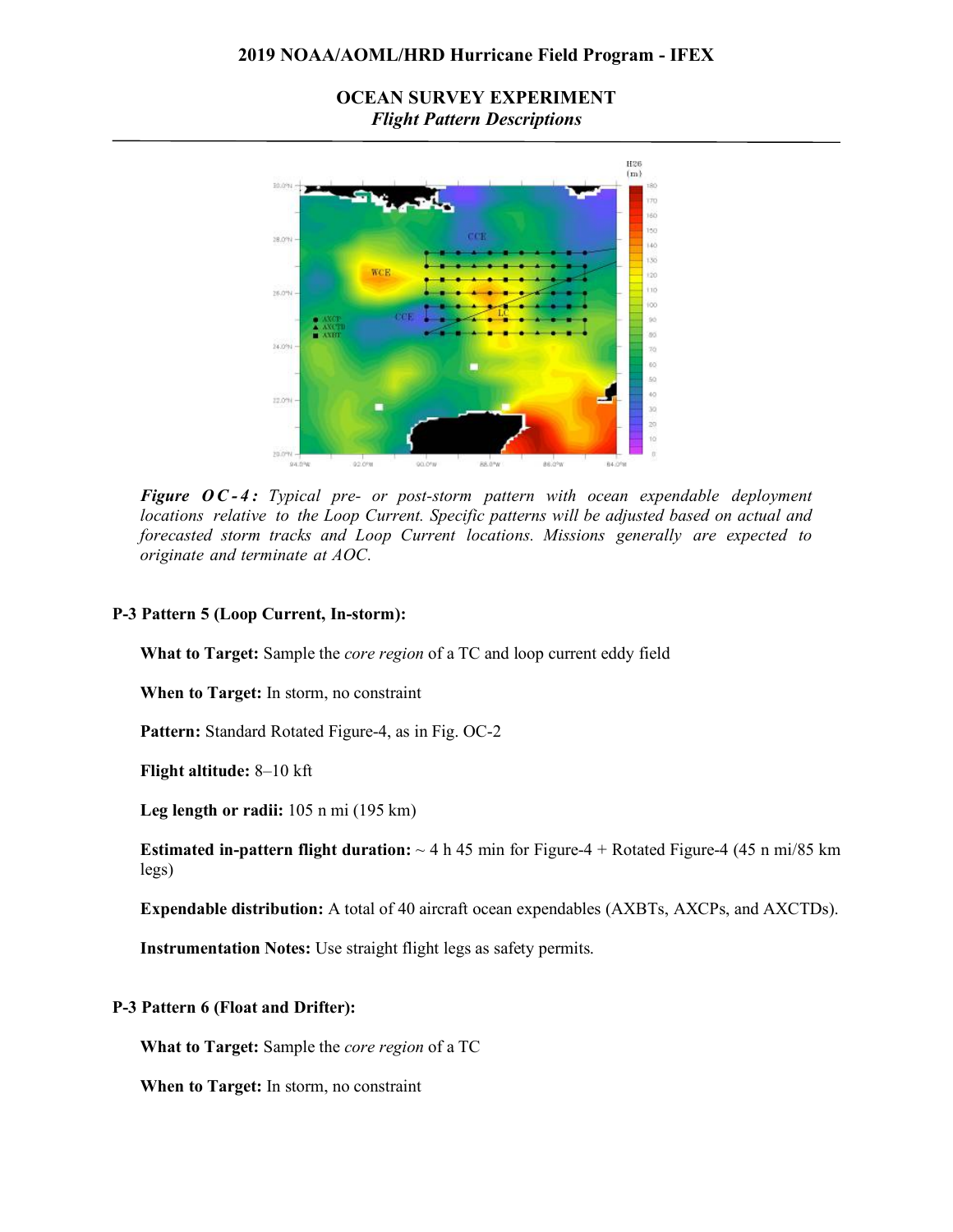## OCEAN SURVEY EXPERIMENT
### *Flight Pattern Descriptions*

*Figure OC-4: Typical pre- or post-storm pattern with ocean expendable deployment locations relative to the Loop Current. Specific patterns will be adjusted based on actual and forecasted storm tracks and Loop Current locations. Missions generally are expected to originate and terminate at AOC.*

### P-3 Pattern 5 (Loop Current, In-storm):

**What to Target:** Sample the *core region* of a TC and loop current eddy field

**When to Target:** In storm, no constraint

**Pattern:** Standard Rotated Figure-4, as in Fig. OC-2

**Flight altitude:** 8–10 kft

**Leg length or radii:** 105 n mi (195 km)

**Estimated in-pattern flight duration:** ~ 4 h 45 min for Figure-4 + Rotated Figure-4 (45 n mi/85 km legs)

**Expendable distribution:** A total of 40 aircraft ocean expendables (AXBTs, AXCPs, and AXCTDs).

**Instrumentation Notes:** Use straight flight legs as safety permits.

### P-3 Pattern 6 (Float and Drifter):

**What to Target:** Sample the *core region* of a TC

**When to Target:** In storm, no constraint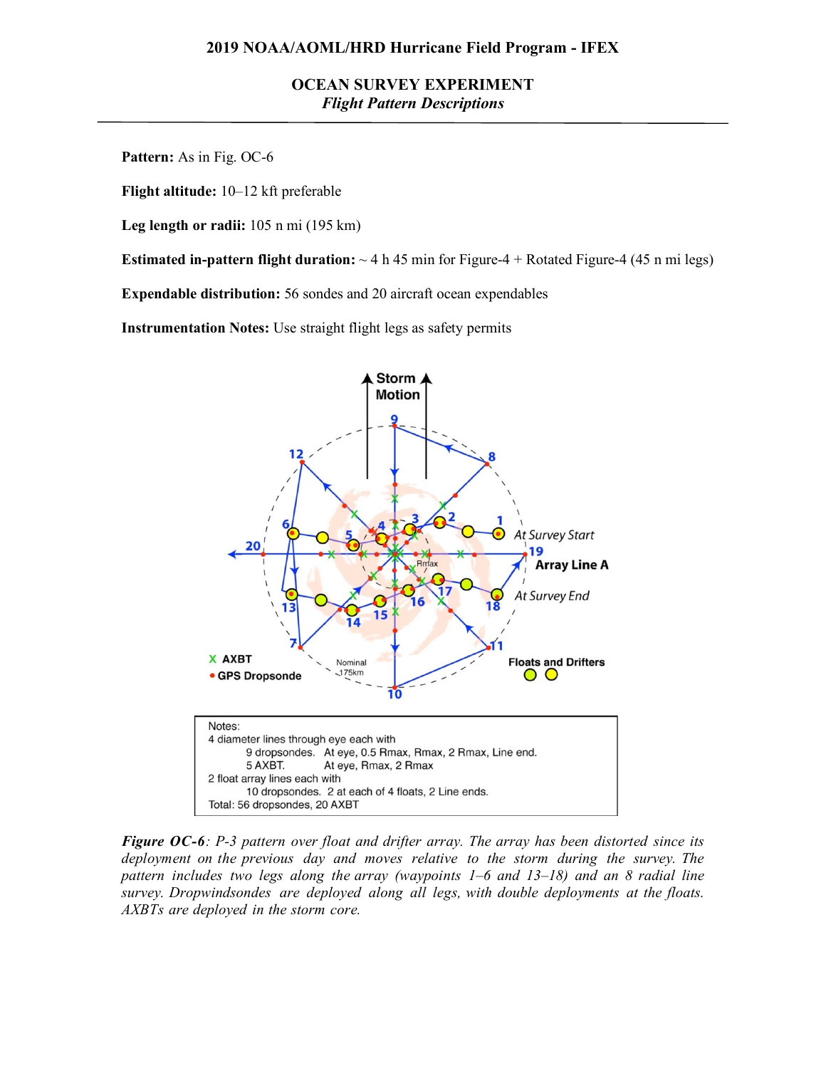**2019 NOAA/AOML/HRD Hurricane Field Program - IFEX**

## OCEAN SURVEY EXPERIMENT
*Flight Pattern Descriptions*

**Pattern:** As in Fig. OC-6

**Flight altitude:** 10–12 kft preferable

**Leg length or radii:** 105 n mi (195 km)

**Estimated in-pattern flight duration:** ~ 4 h 45 min for Figure-4 + Rotated Figure-4 (45 n mi legs)

**Expendable distribution:** 56 sondes and 20 aircraft ocean expendables

**Instrumentation Notes:** Use straight flight legs as safety permits

Storm Motion

9
8
12
1
2
3
4
5
6
At Survey Start
20
19
Array Line A
Rmax
17
At Survey End
13
16
18
15
14
11
7
X AXBT
• GPS Dropsonde
Nominal 175km
Floats and Drifters
10

Notes:
4 diameter lines through eye each with
9 dropsondes. At eye, 0.5 Rmax, Rmax, 2 Rmax, Line end.
5 AXBT. At eye, Rmax, 2 Rmax
2 float array lines each with
10 dropsondes. 2 at each of 4 floats, 2 Line ends.
Total: 56 dropsondes, 20 AXBT

***Figure OC-6****: P-3 pattern over float and drifter array. The array has been distorted since its deployment on the previous day and moves relative to the storm during the survey. The pattern includes two legs along the array (waypoints 1–6 and 13–18) and an 8 radial line survey. Dropwindsondes are deployed along all legs, with double deployments at the floats. AXBTs are deployed in the storm core.*